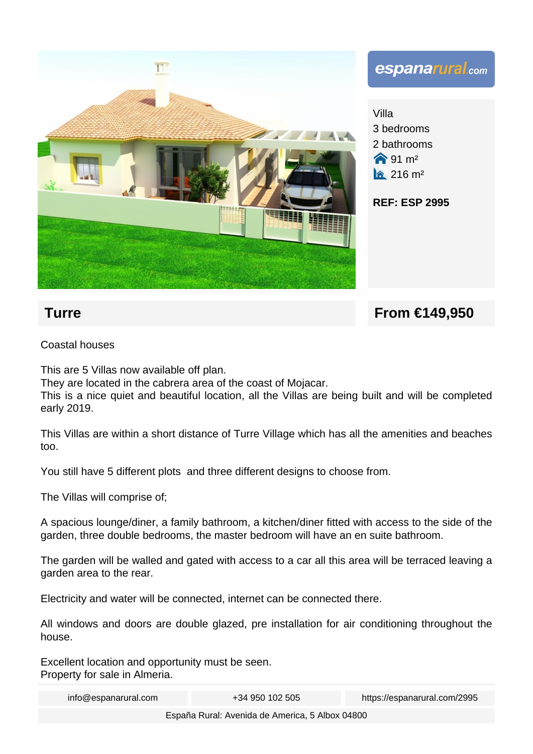espanarural.com

Villa
3 bedrooms
2 bathrooms
91 m²
216 m²

**REF: ESP 2995**

## Turre

## From €149,950

Coastal houses

This are 5 Villas now available off plan.
They are located in the cabrera area of the coast of Mojacar.
This is a nice quiet and beautiful location, all the Villas are being built and will be completed early 2019.

This Villas are within a short distance of Turre Village which has all the amenities and beaches too.

You still have 5 different plots and three different designs to choose from.

The Villas will comprise of;

A spacious lounge/diner, a family bathroom, a kitchen/diner fitted with access to the side of the garden, three double bedrooms, the master bedroom will have an en suite bathroom.

The garden will be walled and gated with access to a car all this area will be terraced leaving a garden area to the rear.

Electricity and water will be connected, internet can be connected there.

All windows and doors are double glazed, pre installation for air conditioning throughout the house.

Excellent location and opportunity must be seen.
Property for sale in Almeria.

info@espanarural.com | +34 950 102 505 | https://espanarural.com/2995

España Rural: Avenida de America, 5 Albox 04800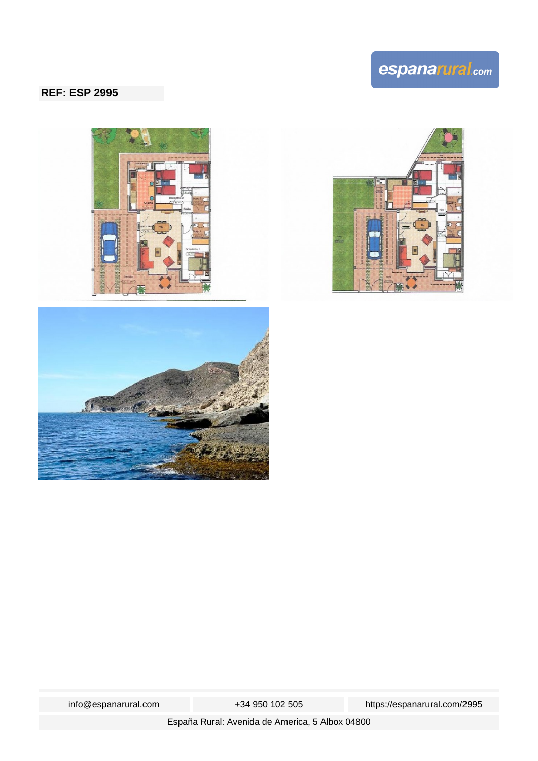**REF: ESP 2995**

info@espanarural.com | +34 950 102 505 | https://espanarural.com/2995

España Rural: Avenida de America, 5 Albox 04800